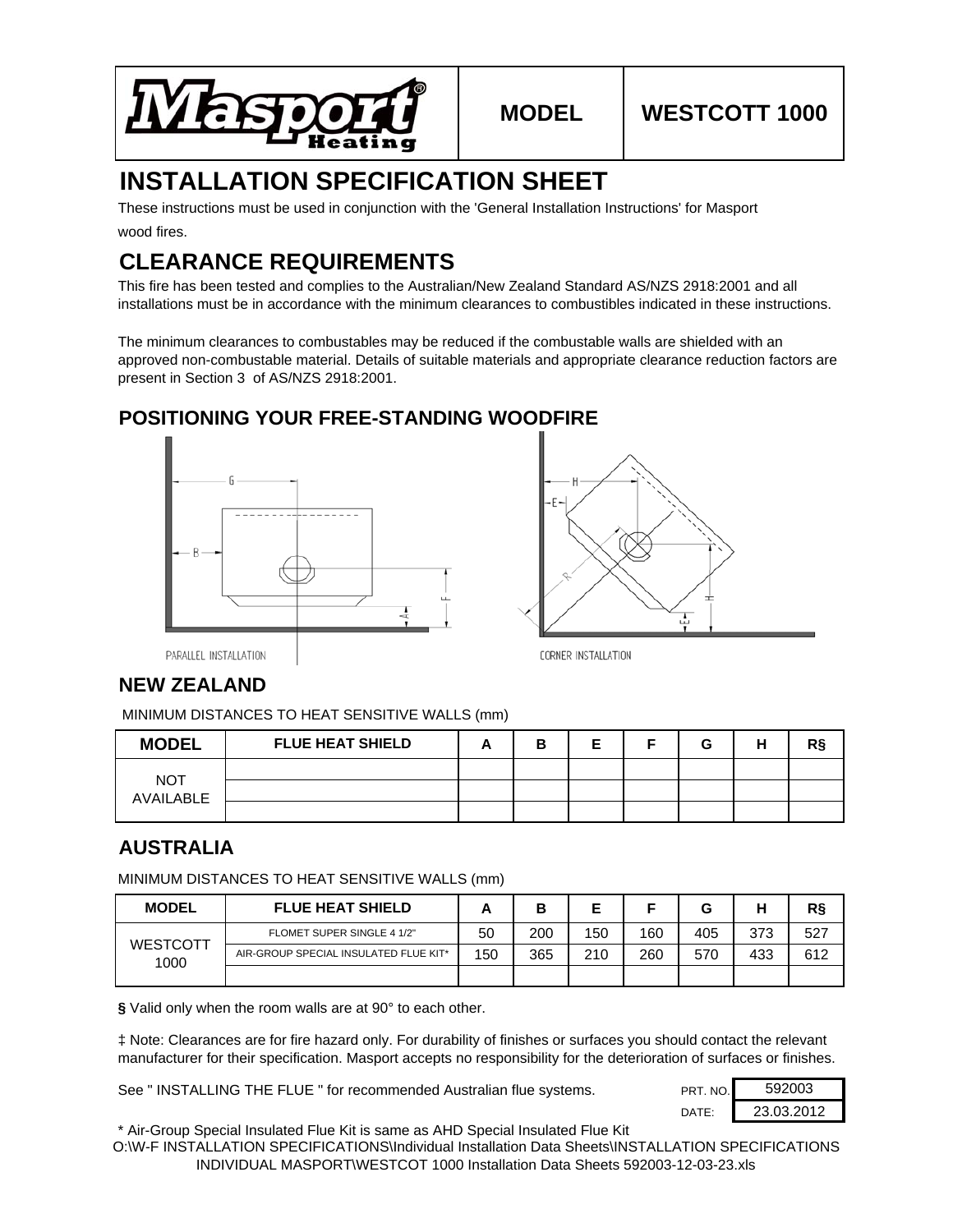| Masport Heating | MODEL | WESTCOTT 1000 |
|---|---|---|

# INSTALLATION SPECIFICATION SHEET

These instructions must be used in conjunction with the 'General Installation Instructions' for Masport wood fires.

## CLEARANCE REQUIREMENTS

This fire has been tested and complies to the Australian/New Zealand Standard AS/NZS 2918:2001 and all installations must be in accordance with the minimum clearances to combustibles indicated in these instructions.

The minimum clearances to combustables may be reduced if the combustable walls are shielded with an approved non-combustable material. Details of suitable materials and appropriate clearance reduction factors are present in Section 3 of AS/NZS 2918:2001.

## POSITIONING YOUR FREE-STANDING WOODFIRE

PARALLEL INSTALLATION

CORNER INSTALLATION

## NEW ZEALAND

MINIMUM DISTANCES TO HEAT SENSITIVE WALLS (mm)

| MODEL | FLUE HEAT SHIELD | A | B | E | F | G | H | R§ |
|---|---|---|---|---|---|---|---|---|
| NOT AVAILABLE | | | | | | | | |
| | | | | | | | | |
| | | | | | | | | |

## AUSTRALIA

MINIMUM DISTANCES TO HEAT SENSITIVE WALLS (mm)

| MODEL | FLUE HEAT SHIELD | A | B | E | F | G | H | R§ |
|---|---|---|---|---|---|---|---|---|
| WESTCOTT 1000 | FLOMET SUPER SINGLE 4 1/2" | 50 | 200 | 150 | 160 | 405 | 373 | 527 |
| | AIR-GROUP SPECIAL INSULATED FLUE KIT* | 150 | 365 | 210 | 260 | 570 | 433 | 612 |
| | | | | | | | | |

**§** Valid only when the room walls are at 90° to each other.

‡ Note: Clearances are for fire hazard only. For durability of finishes or surfaces you should contact the relevant manufacturer for their specification. Masport accepts no responsibility for the deterioration of surfaces or finishes.

See " INSTALLING THE FLUE " for recommended Australian flue systems.

| PRT. NO. | 592003 |
|---|---|
| DATE: | 23.03.2012 |

\* Air-Group Special Insulated Flue Kit is same as AHD Special Insulated Flue Kit

O:\W-F INSTALLATION SPECIFICATIONS\Individual Installation Data Sheets\INSTALLATION SPECIFICATIONS INDIVIDUAL MASPORT\WESTCOT 1000 Installation Data Sheets 592003-12-03-23.xls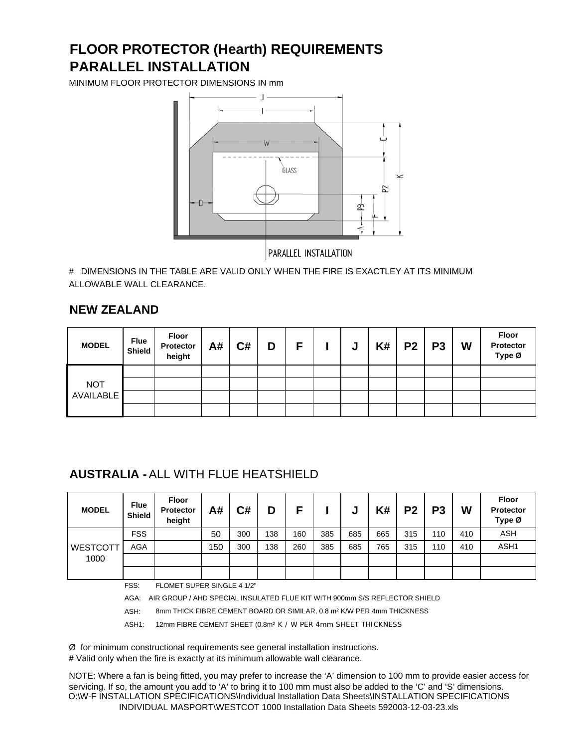# FLOOR PROTECTOR (Hearth) REQUIREMENTS
# PARALLEL INSTALLATION

MINIMUM FLOOR PROTECTOR DIMENSIONS IN mm

PARALLEL INSTALLATION

# DIMENSIONS IN THE TABLE ARE VALID ONLY WHEN THE FIRE IS EXACTLEY AT ITS MINIMUM ALLOWABLE WALL CLEARANCE.

## NEW ZEALAND

| MODEL | Flue Shield | Floor Protector height | A# | C# | D | F | I | J | K# | P2 | P3 | W | Floor Protector Type Ø |
|---|---|---|---|---|---|---|---|---|---|---|---|---|---|
| NOT AVAILABLE | | | | | | | | | | | | | |
| | | | | | | | | | | | | | |
| | | | | | | | | | | | | | |
| | | | | | | | | | | | | | |

## AUSTRALIA - ALL WITH FLUE HEATSHIELD

| MODEL | Flue Shield | Floor Protector height | A# | C# | D | F | I | J | K# | P2 | P3 | W | Floor Protector Type Ø |
|---|---|---|---|---|---|---|---|---|---|---|---|---|---|
| WESTCOTT 1000 | FSS | | 50 | 300 | 138 | 160 | 385 | 685 | 665 | 315 | 110 | 410 | ASH |
| | AGA | | 150 | 300 | 138 | 260 | 385 | 685 | 765 | 315 | 110 | 410 | ASH1 |
| | | | | | | | | | | | | | |
| | | | | | | | | | | | | | |

FSS: FLOMET SUPER SINGLE 4 1/2"

AGA: AIR GROUP / AHD SPECIAL INSULATED FLUE KIT WITH 900mm S/S REFLECTOR SHIELD

ASH: 8mm THICK FIBRE CEMENT BOARD OR SIMILAR, 0.8 m² K/W PER 4mm THICKNESS

ASH1: 12mm FIBRE CEMENT SHEET (0.8m² K / W PER 4mm SHEET THICKNESS

Ø for minimum constructional requirements see general installation instructions.

**#** Valid only when the fire is exactly at its minimum allowable wall clearance.

NOTE: Where a fan is being fitted, you may prefer to increase the 'A' dimension to 100 mm to provide easier access for servicing. If so, the amount you add to 'A' to bring it to 100 mm must also be added to the 'C' and 'S' dimensions.

O:\W-F INSTALLATION SPECIFICATIONS\Individual Installation Data Sheets\INSTALLATION SPECIFICATIONS INDIVIDUAL MASPORT\WESTCOT 1000 Installation Data Sheets 592003-12-03-23.xls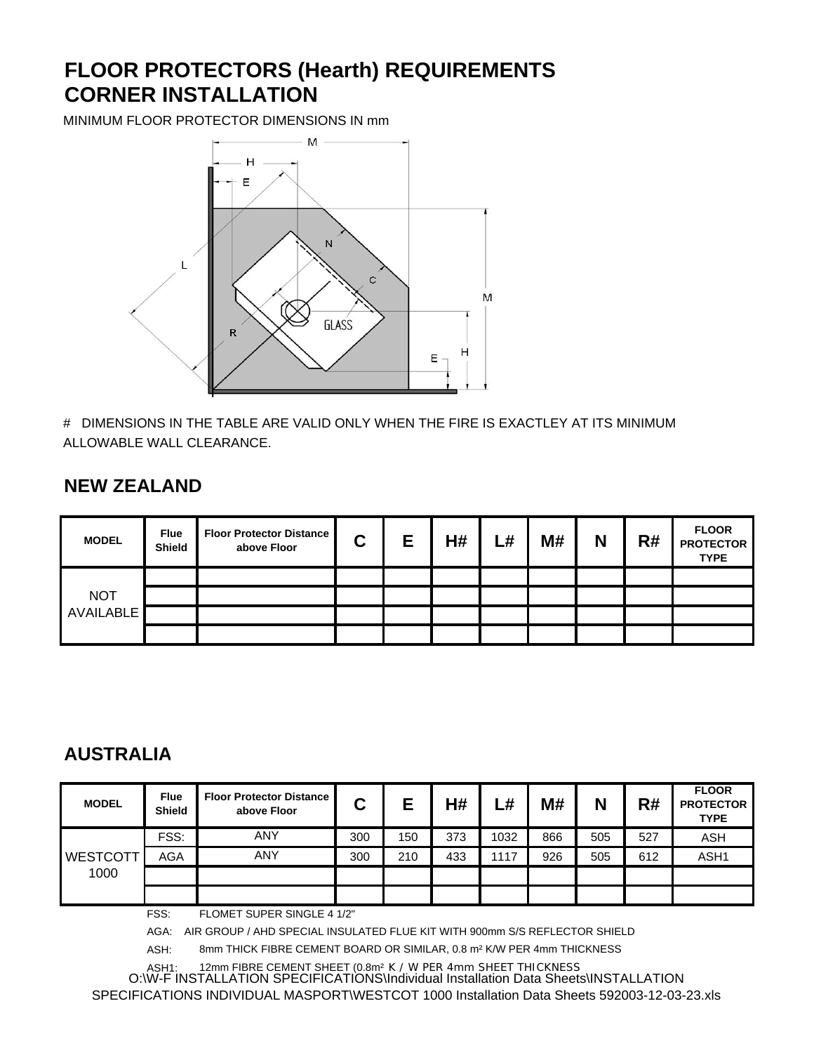# FLOOR PROTECTORS (Hearth) REQUIREMENTS
# CORNER INSTALLATION

MINIMUM FLOOR PROTECTOR DIMENSIONS IN mm

\# DIMENSIONS IN THE TABLE ARE VALID ONLY WHEN THE FIRE IS EXACTLEY AT ITS MINIMUM ALLOWABLE WALL CLEARANCE.

## NEW ZEALAND

| MODEL | Flue Shield | Floor Protector Distance above Floor | C | E | H# | L# | M# | N | R# | FLOOR PROTECTOR TYPE |
|---|---|---|---|---|---|---|---|---|---|---|
| NOT AVAILABLE | | | | | | | | | | |
| | | | | | | | | | | |
| | | | | | | | | | | |
| | | | | | | | | | | |

## AUSTRALIA

| MODEL | Flue Shield | Floor Protector Distance above Floor | C | E | H# | L# | M# | N | R# | FLOOR PROTECTOR TYPE |
|---|---|---|---|---|---|---|---|---|---|---|
| WESTCOTT 1000 | FSS: | ANY | 300 | 150 | 373 | 1032 | 866 | 505 | 527 | ASH |
| | AGA | ANY | 300 | 210 | 433 | 1117 | 926 | 505 | 612 | ASH1 |
| | | | | | | | | | | |
| | | | | | | | | | | |

FSS: FLOMET SUPER SINGLE 4 1/2"

AGA: AIR GROUP / AHD SPECIAL INSULATED FLUE KIT WITH 900mm S/S REFLECTOR SHIELD

ASH: 8mm THICK FIBRE CEMENT BOARD OR SIMILAR, 0.8 $m^2$ K/W PER 4mm THICKNESS

ASH1: 12mm FIBRE CEMENT SHEET (0.8$m^2$ K / W PER 4mm SHEET THICKNESS

O:\W-F INSTALLATION SPECIFICATIONS\Individual Installation Data Sheets\INSTALLATION SPECIFICATIONS INDIVIDUAL MASPORT\WESTCOT 1000 Installation Data Sheets 592003-12-03-23.xls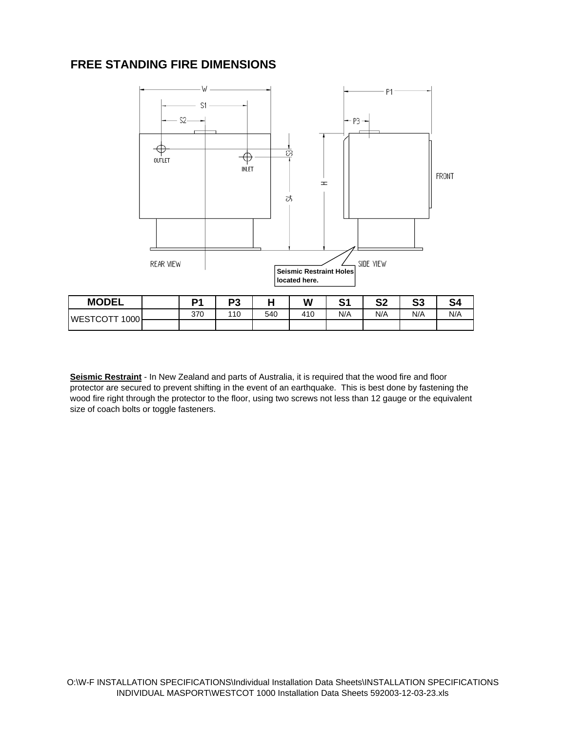# FREE STANDING FIRE DIMENSIONS

W

S1

S2

P1

P3

OUTLET

INLET

S3

S4

H

FRONT

REAR VIEW

SIDE VIEW

**Seismic Restraint Holes located here.**

| MODEL | | P1 | P3 | H | W | S1 | S2 | S3 | S4 |
|---|---|---|---|---|---|---|---|---|---|
| WESTCOTT 1000 | | 370 | 110 | 540 | 410 | N/A | N/A | N/A | N/A |
| | | | | | | | | | |

**Seismic Restraint** - In New Zealand and parts of Australia, it is required that the wood fire and floor protector are secured to prevent shifting in the event of an earthquake. This is best done by fastening the wood fire right through the protector to the floor, using two screws not less than 12 gauge or the equivalent size of coach bolts or toggle fasteners.

O:\W-F INSTALLATION SPECIFICATIONS\Individual Installation Data Sheets\INSTALLATION SPECIFICATIONS INDIVIDUAL MASPORT\WESTCOT 1000 Installation Data Sheets 592003-12-03-23.xls